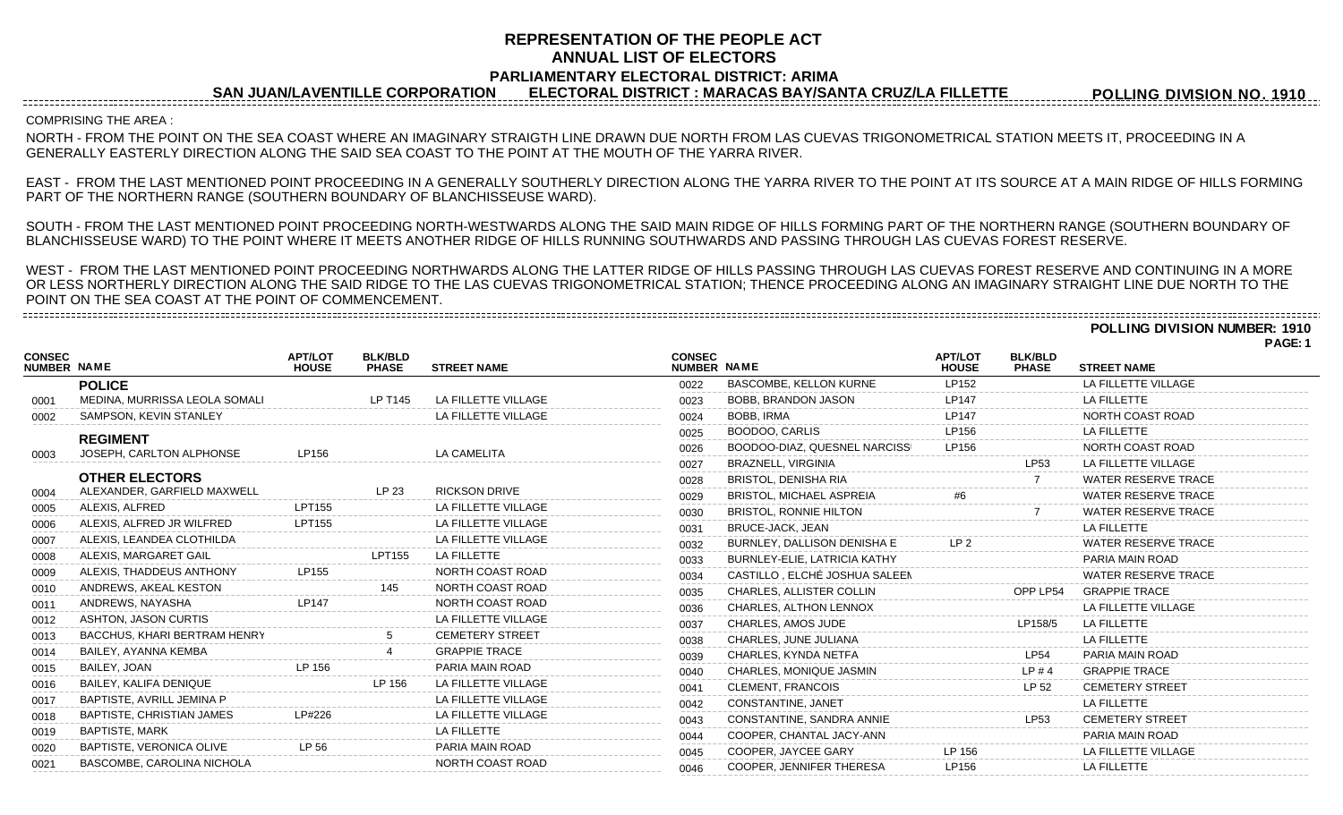# REPRESENTATION OF THE PEOPLE ACT
## ANNUAL LIST OF ELECTORS
### PARLIAMENTARY ELECTORAL DISTRICT: ARIMA

**SAN JUAN/LAVENTILLE CORPORATION** **ELECTORAL DISTRICT : MARACAS BAY/SANTA CRUZ/LA FILLETTE** **POLLING DIVISION NO. 1910**

COMPRISING THE AREA :

NORTH - FROM THE POINT ON THE SEA COAST WHERE AN IMAGINARY STRAIGTH LINE DRAWN DUE NORTH FROM LAS CUEVAS TRIGONOMETRICAL STATION MEETS IT, PROCEEDING IN A GENERALLY EASTERLY DIRECTION ALONG THE SAID SEA COAST TO THE POINT AT THE MOUTH OF THE YARRA RIVER.

EAST - FROM THE LAST MENTIONED POINT PROCEEDING IN A GENERALLY SOUTHERLY DIRECTION ALONG THE YARRA RIVER TO THE POINT AT ITS SOURCE AT A MAIN RIDGE OF HILLS FORMING PART OF THE NORTHERN RANGE (SOUTHERN BOUNDARY OF BLANCHISSEUSE WARD).

SOUTH - FROM THE LAST MENTIONED POINT PROCEEDING NORTH-WESTWARDS ALONG THE SAID MAIN RIDGE OF HILLS FORMING PART OF THE NORTHERN RANGE (SOUTHERN BOUNDARY OF BLANCHISSEUSE WARD) TO THE POINT WHERE IT MEETS ANOTHER RIDGE OF HILLS RUNNING SOUTHWARDS AND PASSING THROUGH LAS CUEVAS FOREST RESERVE.

WEST - FROM THE LAST MENTIONED POINT PROCEEDING NORTHWARDS ALONG THE LATTER RIDGE OF HILLS PASSING THROUGH LAS CUEVAS FOREST RESERVE AND CONTINUING IN A MORE OR LESS NORTHERLY DIRECTION ALONG THE SAID RIDGE TO THE LAS CUEVAS TRIGONOMETRICAL STATION; THENCE PROCEEDING ALONG AN IMAGINARY STRAIGHT LINE DUE NORTH TO THE POINT ON THE SEA COAST AT THE POINT OF COMMENCEMENT.

**POLLING DIVISION NUMBER: 1910**

| CONSEC NUMBER | NAME | APT/LOT HOUSE | BLK/BLD PHASE | STREET NAME |
|---|---|---|---|---|
| | **POLICE** | | | |
| 0001 | MEDINA, MURRISSA LEOLA SOMALI | | LP T145 | LA FILLETTE VILLAGE |
| 0002 | SAMPSON, KEVIN STANLEY | | | LA FILLETTE VILLAGE |
| | **REGIMENT** | | | |
| 0003 | JOSEPH, CARLTON ALPHONSE | LP156 | | LA CAMELITA |
| | **OTHER ELECTORS** | | | |
| 0004 | ALEXANDER, GARFIELD MAXWELL | | LP 23 | RICKSON DRIVE |
| 0005 | ALEXIS, ALFRED | LPT155 | | LA FILLETTE VILLAGE |
| 0006 | ALEXIS, ALFRED JR WILFRED | LPT155 | | LA FILLETTE VILLAGE |
| 0007 | ALEXIS, LEANDEA CLOTHILDA | | | LA FILLETTE VILLAGE |
| 0008 | ALEXIS, MARGARET GAIL | | LPT155 | LA FILLETTE |
| 0009 | ALEXIS, THADDEUS ANTHONY | LP155 | | NORTH COAST ROAD |
| 0010 | ANDREWS, AKEAL KESTON | | 145 | NORTH COAST ROAD |
| 0011 | ANDREWS, NAYASHA | LP147 | | NORTH COAST ROAD |
| 0012 | ASHTON, JASON CURTIS | | | LA FILLETTE VILLAGE |
| 0013 | BACCHUS, KHARI BERTRAM HENRY | | 5 | CEMETERY STREET |
| 0014 | BAILEY, AYANNA KEMBA | | 4 | GRAPPIE TRACE |
| 0015 | BAILEY, JOAN | LP 156 | | PARIA MAIN ROAD |
| 0016 | BAILEY, KALIFA DENIQUE | | LP 156 | LA FILLETTE VILLAGE |
| 0017 | BAPTISTE, AVRILL JEMINA P | | | LA FILLETTE VILLAGE |
| 0018 | BAPTISTE, CHRISTIAN JAMES | LP#226 | | LA FILLETTE VILLAGE |
| 0019 | BAPTISTE, MARK | | | LA FILLETTE |
| 0020 | BAPTISTE, VERONICA OLIVE | LP 56 | | PARIA MAIN ROAD |
| 0021 | BASCOMBE, CAROLINA NICHOLA | | | NORTH COAST ROAD |
| 0022 | BASCOMBE, KELLON KURNE | LP152 | | LA FILLETTE VILLAGE |
| 0023 | BOBB, BRANDON JASON | LP147 | | LA FILLETTE |
| 0024 | BOBB, IRMA | LP147 | | NORTH COAST ROAD |
| 0025 | BOODOO, CARLIS | LP156 | | LA FILLETTE |
| 0026 | BOODOO-DIAZ, QUESNEL NARCISS | LP156 | | NORTH COAST ROAD |
| 0027 | BRAZNELL, VIRGINIA | | LP53 | LA FILLETTE VILLAGE |
| 0028 | BRISTOL, DENISHA RIA | | 7 | WATER RESERVE TRACE |
| 0029 | BRISTOL, MICHAEL ASPREIA | #6 | | WATER RESERVE TRACE |
| 0030 | BRISTOL, RONNIE HILTON | | 7 | WATER RESERVE TRACE |
| 0031 | BRUCE-JACK, JEAN | | | LA FILLETTE |
| 0032 | BURNLEY, DALLISON DENISHA E | LP 2 | | WATER RESERVE TRACE |
| 0033 | BURNLEY-ELIE, LATRICIA KATHY | | | PARIA MAIN ROAD |
| 0034 | CASTILLO , ELCHÉ JOSHUA SALEEN | | | WATER RESERVE TRACE |
| 0035 | CHARLES, ALLISTER COLLIN | | OPP LP54 | GRAPPIE TRACE |
| 0036 | CHARLES, ALTHON LENNOX | | | LA FILLETTE VILLAGE |
| 0037 | CHARLES, AMOS JUDE | | LP158/5 | LA FILLETTE |
| 0038 | CHARLES, JUNE JULIANA | | | LA FILLETTE |
| 0039 | CHARLES, KYNDA NETFA | | LP54 | PARIA MAIN ROAD |
| 0040 | CHARLES, MONIQUE JASMIN | | LP # 4 | GRAPPIE TRACE |
| 0041 | CLEMENT, FRANCOIS | | LP 52 | CEMETERY STREET |
| 0042 | CONSTANTINE, JANET | | | LA FILLETTE |
| 0043 | CONSTANTINE, SANDRA ANNIE | | LP53 | CEMETERY STREET |
| 0044 | COOPER, CHANTAL JACY-ANN | | | PARIA MAIN ROAD |
| 0045 | COOPER, JAYCEE GARY | LP 156 | | LA FILLETTE VILLAGE |
| 0046 | COOPER, JENNIFER THERESA | LP156 | | LA FILLETTE |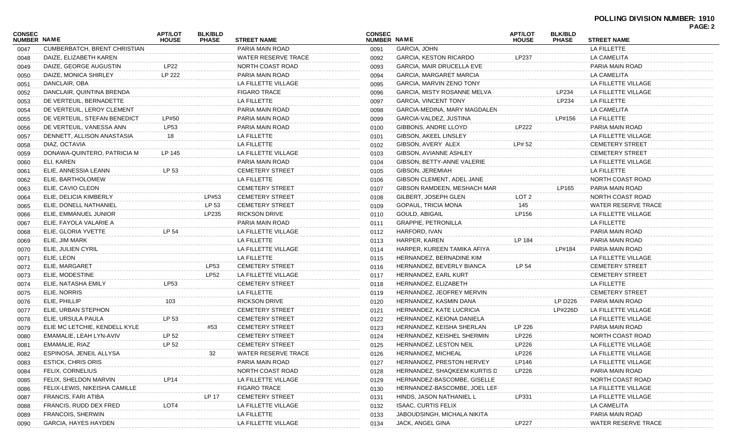**POLLING DIVISION NUMBER: 1910**

| CONSEC NUMBER | NAME | APT/LOT HOUSE | BLK/BLD PHASE | STREET NAME |
|---|---|---|---|---|
| 0047 | CUMBERBATCH, BRENT CHRISTIAN | | | PARIA MAIN ROAD |
| 0048 | DAIZE, ELIZABETH KAREN | | | WATER RESERVE TRACE |
| 0049 | DAIZE, GEORGE AUGUSTIN | LP22 | | NORTH COAST ROAD |
| 0050 | DAIZE, MONICA SHIRLEY | LP 222 | | PARIA MAIN ROAD |
| 0051 | DANCLAIR, OBA | | | LA FILLETTE VILLAGE |
| 0052 | DANCLAIR, QUINTINA BRENDA | | | FIGARO TRACE |
| 0053 | DE VERTEUIL, BERNADETTE | | | LA FILLETTE |
| 0054 | DE VERTEUIL, LEROY CLEMENT | | | PARIA MAIN ROAD |
| 0055 | DE VERTEUIL, STEFAN BENEDICT | LP#50 | | PARIA MAIN ROAD |
| 0056 | DE VERTEUIL, VANESSA ANN | LP53 | | PARIA MAIN ROAD |
| 0057 | DENNETT, ALLISON ANASTASIA | 18 | | LA FILLETTE |
| 0058 | DIAZ, OCTAVIA | | | LA FILLETTE |
| 0059 | DONAWA-QUINTERO, PATRICIA M | LP 145 | | LA FILLETTE VILLAGE |
| 0060 | ELI, KAREN | | | PARIA MAIN ROAD |
| 0061 | ELIE, ANNESSIA LEANN | LP 53 | | CEMETERY STREET |
| 0062 | ELIE, BARTHOLOMEW | | | LA FILLETTE |
| 0063 | ELIE, CAVIO CLEON | | | CEMETERY STREET |
| 0064 | ELIE, DELICIA KIMBERLY | | LP#53 | CEMETERY STREET |
| 0065 | ELIE, DONELL NATHANIEL | | LP 53 | CEMETERY STREET |
| 0066 | ELIE, EMMANUEL JUNIOR | | LP235 | RICKSON DRIVE |
| 0067 | ELIE, FAYOLA VALARIE A | | | PARIA MAIN ROAD |
| 0068 | ELIE, GLORIA YVETTE | LP 54 | | LA FILLETTE VILLAGE |
| 0069 | ELIE, JIM MARK | | | LA FILLETTE |
| 0070 | ELIE, JULIEN CYRIL | | | LA FILLETTE VILLAGE |
| 0071 | ELIE, LEON | | | LA FILLETTE |
| 0072 | ELIE, MARGARET | | LP53 | CEMETERY STREET |
| 0073 | ELIE, MODESTINE | | LP52 | LA FILLETTE VILLAGE |
| 0074 | ELIE, NATASHA EMILY | LP53 | | CEMETERY STREET |
| 0075 | ELIE, NORRIS | | | LA FILLETTE |
| 0076 | ELIE, PHILLIP | 103 | | RICKSON DRIVE |
| 0077 | ELIE, URBAN STEPHON | | | CEMETERY STREET |
| 0078 | ELIE, URSULA PAULA | LP 53 | | CEMETERY STREET |
| 0079 | ELIE MC LETCHIE, KENDELL KYLE | | #53 | CEMETERY STREET |
| 0080 | EMAMALIE, LEAH LYN-AVIV | LP 52 | | CEMETERY STREET |
| 0081 | EMAMALIE, RIAZ | LP 52 | | CEMETERY STREET |
| 0082 | ESPINOSA, JENEIL ALLYSA | | 32 | WATER RESERVE TRACE |
| 0083 | ESTICK, CHRIS ORIS | | | PARIA MAIN ROAD |
| 0084 | FELIX, CORNELIUS | | | NORTH COAST ROAD |
| 0085 | FELIX, SHELDON MARVIN | LP14 | | LA FILLETTE VILLAGE |
| 0086 | FELIX-LEWIS, NIKEISHA CAMILLE | | | FIGARO TRACE |
| 0087 | FRANCIS, FARI ATIBA | | LP 17 | CEMETERY STREET |
| 0088 | FRANCIS, RUDD DEX FRED | LOT4 | | LA FILLETTE VILLAGE |
| 0089 | FRANCOIS, SHERWIN | | | LA FILLETTE |
| 0090 | GARCIA, HAYES HAYDEN | | | LA FILLETTE VILLAGE |
| 0091 | GARCIA, JOHN | | | LA FILLETTE |
| 0092 | GARCIA, KESTON RICARDO | LP237 | | LA CAMELITA |
| 0093 | GARCIA, MAIR DRUCELLA EVE | | | PARIA MAIN ROAD |
| 0094 | GARCIA, MARGARET MARCIA | | | LA CAMELITA |
| 0095 | GARCIA, MARVIN ZENO TONY | | | LA FILLETTE VILLAGE |
| 0096 | GARCIA, MISTY ROSANNE MELVA | | LP234 | LA FILLETTE VILLAGE |
| 0097 | GARCIA, VINCENT TONY | | LP234 | LA FILLETTE |
| 0098 | GARCIA-MEDINA, MARY MAGDALEN | | | LA CAMELITA |
| 0099 | GARCIA-VALDEZ, JUSTINA | | LP#156 | LA FILLETTE |
| 0100 | GIBBONS, ANDRE LLOYD | LP222 | | PARIA MAIN ROAD |
| 0101 | GIBSON, AKEEL LINSLEY | | | LA FILLETTE VILLAGE |
| 0102 | GIBSON, AVERY ALEX | LP# 52 | | CEMETERY STREET |
| 0103 | GIBSON, AVIANNE ASHLEY | | | CEMETERY STREET |
| 0104 | GIBSON, BETTY-ANNE VALERIE | | | LA FILLETTE VILLAGE |
| 0105 | GIBSON, JEREMIAH | | | LA FILLETTE |
| 0106 | GIBSON CLEMENT, ADEL JANE | | | NORTH COAST ROAD |
| 0107 | GIBSON RAMDEEN, MESHACH MAR | | LP165 | PARIA MAIN ROAD |
| 0108 | GILBERT, JOSEPH GLEN | LOT 2 | | NORTH COAST ROAD |
| 0109 | GOPAUL, TRICIA MONA | 145 | | WATER RESERVE TRACE |
| 0110 | GOULD, ABIGAIL | LP156 | | LA FILLETTE VILLAGE |
| 0111 | GRAPPIE, PETRONILLA | | | LA FILLETTE |
| 0112 | HARFORD, IVAN | | | PARIA MAIN ROAD |
| 0113 | HARPER, KAREN | LP 184 | | PARIA MAIN ROAD |
| 0114 | HARPER, KUREEN TAMIKA AFIYA | | LP#184 | PARIA MAIN ROAD |
| 0115 | HERNANDEZ, BERNADINE KIM | | | LA FILLETTE VILLAGE |
| 0116 | HERNANDEZ, BEVERLY BIANCA | LP 54 | | CEMETERY STREET |
| 0117 | HERNANDEZ, EARL KURT | | | CEMETERY STREET |
| 0118 | HERNANDEZ, ELIZABETH | | | LA FILLETTE |
| 0119 | HERNANDEZ, JEOFREY MERVIN | | | CEMETERY STREET |
| 0120 | HERNANDEZ, KASMIN DANA | | LP D226 | PARIA MAIN ROAD |
| 0121 | HERNANDEZ, KATE LUCRICIA | | LP#226D | LA FILLETTE VILLAGE |
| 0122 | HERNANDEZ, KEIONA DANIELA | | | LA FILLETTE VILLAGE |
| 0123 | HERNANDEZ, KEISHA SHERLAN | LP 226 | | PARIA MAIN ROAD |
| 0124 | HERNANDEZ, KEISHEL SHERMIN | LP226 | | NORTH COAST ROAD |
| 0125 | HERNANDEZ, LESTON NEIL | LP226 | | LA FILLETTE VILLAGE |
| 0126 | HERNANDEZ, MICHEAL | LP226 | | LA FILLETTE VILLAGE |
| 0127 | HERNANDEZ, PRESTON HERVEY | LP146 | | LA FILLETTE VILLAGE |
| 0128 | HERNANDEZ, SHAQKEEM KURTIS D | LP226 | | PARIA MAIN ROAD |
| 0129 | HERNANDEZ-BASCOMBE, GISELLE | | | NORTH COAST ROAD |
| 0130 | HERNANDEZ-BASCOMBE, JOEL LEF | | | LA FILLETTE VILLAGE |
| 0131 | HINDS, JASON NATHANIEL L | LP331 | | LA FILLETTE VILLAGE |
| 0132 | ISAAC, CURTIS FELIX | | | LA CAMELITA |
| 0133 | JABOUDSINGH, MICHALA NIKITA | | | PARIA MAIN ROAD |
| 0134 | JACK, ANGEL GINA | LP227 | | WATER RESERVE TRACE |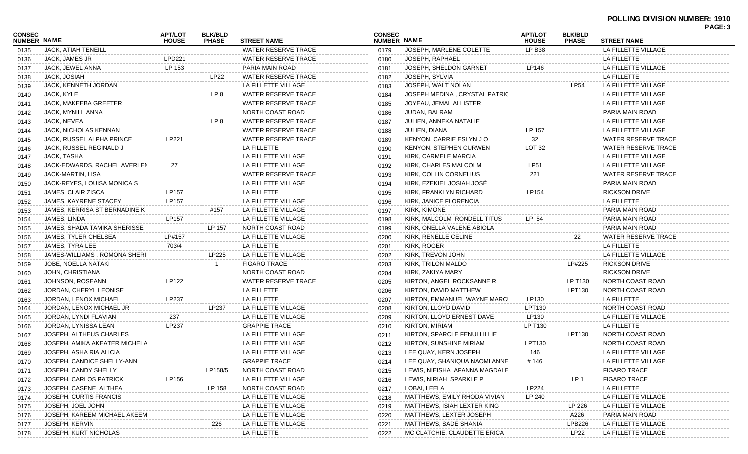# POLLING DIVISION NUMBER: 1910

| CONSEC NUMBER | NAME | APT/LOT HOUSE | BLK/BLD PHASE | STREET NAME |
|---|---|---|---|---|
| 0135 | JACK, ATIAH TENEILL | | | WATER RESERVE TRACE |
| 0136 | JACK, JAMES JR | LPD221 | | WATER RESERVE TRACE |
| 0137 | JACK, JEWEL ANNA | LP 153 | | PARIA MAIN ROAD |
| 0138 | JACK, JOSIAH | | LP22 | WATER RESERVE TRACE |
| 0139 | JACK, KENNETH JORDAN | | | LA FILLETTE VILLAGE |
| 0140 | JACK, KYLE | | LP 8 | WATER RESERVE TRACE |
| 0141 | JACK, MAKEEBA GREETER | | | WATER RESERVE TRACE |
| 0142 | JACK, MYNILL ANNA | | | NORTH COAST ROAD |
| 0143 | JACK, NEVEA | | LP 8 | WATER RESERVE TRACE |
| 0144 | JACK, NICHOLAS KENNAN | | | WATER RESERVE TRACE |
| 0145 | JACK, RUSSEL ALPHA PRINCE | LP221 | | WATER RESERVE TRACE |
| 0146 | JACK, RUSSEL REGINALD J | | | LA FILLETTE |
| 0147 | JACK, TASHA | | | LA FILLETTE VILLAGE |
| 0148 | JACK-EDWARDS, RACHEL AVERLEN | 27 | | LA FILLETTE VILLAGE |
| 0149 | JACK-MARTIN, LISA | | | WATER RESERVE TRACE |
| 0150 | JACK-REYES, LOUISA MONICA S | | | LA FILLETTE VILLAGE |
| 0151 | JAMES, CLAIR ZISCA | LP157 | | LA FILLETTE |
| 0152 | JAMES, KAYRENE STACEY | LP157 | | LA FILLETTE VILLAGE |
| 0153 | JAMES, KERRISA ST BERNADINE K | | #157 | LA FILLETTE VILLAGE |
| 0154 | JAMES, LINDA | LP157 | | LA FILLETTE VILLAGE |
| 0155 | JAMES, SHADA TAMIKA SHERISSE | | LP 157 | NORTH COAST ROAD |
| 0156 | JAMES, TYLER CHELSEA | LP#157 | | LA FILLETTE VILLAGE |
| 0157 | JAMES, TYRA LEE | 703/4 | | LA FILLETTE |
| 0158 | JAMES-WILLIAMS , ROMONA SHERI! | | LP225 | LA FILLETTE VILLAGE |
| 0159 | JOBE, NOELLA NATAKI | | 1 | FIGARO TRACE |
| 0160 | JOHN, CHRISTIANA | | | NORTH COAST ROAD |
| 0161 | JOHNSON, ROSEANN | LP122 | | WATER RESERVE TRACE |
| 0162 | JORDAN, CHERYL LEONISE | | | LA FILLETTE |
| 0163 | JORDAN, LENOX MICHAEL | LP237 | | LA FILLETTE |
| 0164 | JORDAN, LENOX MICHAEL JR | | LP237 | LA FILLETTE VILLAGE |
| 0165 | JORDAN, LYNDI FLAVIAN | 237 | | LA FILLETTE VILLAGE |
| 0166 | JORDAN, LYNISSA LEAN | LP237 | | GRAPPIE TRACE |
| 0167 | JOSEPH, ALTHEUS CHARLES | | | LA FILLETTE VILLAGE |
| 0168 | JOSEPH, AMIKA AKEATER MICHELA | | | LA FILLETTE VILLAGE |
| 0169 | JOSEPH, ASHA RIA ALICIA | | | LA FILLETTE VILLAGE |
| 0170 | JOSEPH, CANDICE SHELLY-ANN | | | GRAPPIE TRACE |
| 0171 | JOSEPH, CANDY SHELLY | | LP158/5 | NORTH COAST ROAD |
| 0172 | JOSEPH, CARLOS PATRICK | LP156 | | LA FILLETTE VILLAGE |
| 0173 | JOSEPH, CASENE ALTHEA | | LP 158 | NORTH COAST ROAD |
| 0174 | JOSEPH, CURTIS FRANCIS | | | LA FILLETTE VILLAGE |
| 0175 | JOSEPH, JOEL JOHN | | | LA FILLETTE VILLAGE |
| 0176 | JOSEPH, KAREEM MICHAEL AKEEM | | | LA FILLETTE VILLAGE |
| 0177 | JOSEPH, KERVIN | | 226 | LA FILLETTE VILLAGE |
| 0178 | JOSEPH, KURT NICHOLAS | | | LA FILLETTE |
| 0179 | JOSEPH, MARLENE COLETTE | LP B38 | | LA FILLETTE VILLAGE |
| 0180 | JOSEPH, RAPHAEL | | | LA FILLETTE |
| 0181 | JOSEPH, SHELDON GARNET | LP146 | | LA FILLETTE VILLAGE |
| 0182 | JOSEPH, SYLVIA | | | LA FILLETTE |
| 0183 | JOSEPH, WALT NOLAN | | LP54 | LA FILLETTE VILLAGE |
| 0184 | JOSEPH MEDINA , CRYSTAL PATRIC | | | LA FILLETTE VILLAGE |
| 0185 | JOYEAU, JEMAL ALLISTER | | | LA FILLETTE VILLAGE |
| 0186 | JUDAN, BALRAM | | | PARIA MAIN ROAD |
| 0187 | JULIEN, ANNEKA NATALIE | | | LA FILLETTE VILLAGE |
| 0188 | JULIEN, DIANA | LP 157 | | LA FILLETTE VILLAGE |
| 0189 | KENYON, CARRIE ESLYN J O | 32 | | WATER RESERVE TRACE |
| 0190 | KENYON, STEPHEN CURWEN | LOT 32 | | WATER RESERVE TRACE |
| 0191 | KIRK, CARMELE MARCIA | | | LA FILLETTE VILLAGE |
| 0192 | KIRK, CHARLES MALCOLM | LP51 | | LA FILLETTE VILLAGE |
| 0193 | KIRK, COLLIN CORNELIUS | 221 | | WATER RESERVE TRACE |
| 0194 | KIRK, EZEKIEL JOSIAH JOSÉ | | | PARIA MAIN ROAD |
| 0195 | KIRK, FRANKLYN RICHARD | LP154 | | RICKSON DRIVE |
| 0196 | KIRK, JANICE FLORENCIA | | | LA FILLETTE |
| 0197 | KIRK, KIMONE | | | PARIA MAIN ROAD |
| 0198 | KIRK, MALCOLM RONDELL TITUS | LP 54 | | PARIA MAIN ROAD |
| 0199 | KIRK, ONELLA VALENE ABIOLA | | | PARIA MAIN ROAD |
| 0200 | KIRK, RENELLE CELINE | | 22 | WATER RESERVE TRACE |
| 0201 | KIRK, ROGER | | | LA FILLETTE |
| 0202 | KIRK, TREVON JOHN | | | LA FILLETTE VILLAGE |
| 0203 | KIRK, TRILON MALDO | | LP#225 | RICKSON DRIVE |
| 0204 | KIRK, ZAKIYA MARY | | | RICKSON DRIVE |
| 0205 | KIRTON, ANGEL ROCKSANNE R | | LP T130 | NORTH COAST ROAD |
| 0206 | KIRTON, DAVID MATTHEW | | LPT130 | NORTH COAST ROAD |
| 0207 | KIRTON, EMMANUEL WAYNE MARC | LP130 | | LA FILLETTE |
| 0208 | KIRTON, LLOYD DAVID | LPT130 | | NORTH COAST ROAD |
| 0209 | KIRTON, LLOYD ERNEST DAVE | LP130 | | LA FILLETTE VILLAGE |
| 0210 | KIRTON, MIRIAM | LP T130 | | LA FILLETTE |
| 0211 | KIRTON, SPARCLE FENUI LILLIE | | LPT130 | NORTH COAST ROAD |
| 0212 | KIRTON, SUNSHINE MIRIAM | LPT130 | | NORTH COAST ROAD |
| 0213 | LEE QUAY, KERN JOSEPH | 146 | | LA FILLETTE VILLAGE |
| 0214 | LEE QUAY, SHANIQUA NAOMI ANNE | # 146 | | LA FILLETTE VILLAGE |
| 0215 | LEWIS, NIEISHA AFANNA MAGDALE | | | FIGARO TRACE |
| 0216 | LEWIS, NIRIAH SPARKLE P | | LP 1 | FIGARO TRACE |
| 0217 | LOBAI, LEELA | LP224 | | LA FILLETTE |
| 0218 | MATTHEWS, EMILY RHODA VIVIAN | LP 240 | | LA FILLETTE VILLAGE |
| 0219 | MATTHEWS, ISIAH LEXTER KING | | LP 226 | LA FILLETTE VILLAGE |
| 0220 | MATTHEWS, LEXTER JOSEPH | | A226 | PARIA MAIN ROAD |
| 0221 | MATTHEWS, SADÉ SHANIA | | LPB226 | LA FILLETTE VILLAGE |
| 0222 | MC CLATCHIE, CLAUDETTE ERICA | | LP22 | LA FILLETTE VILLAGE |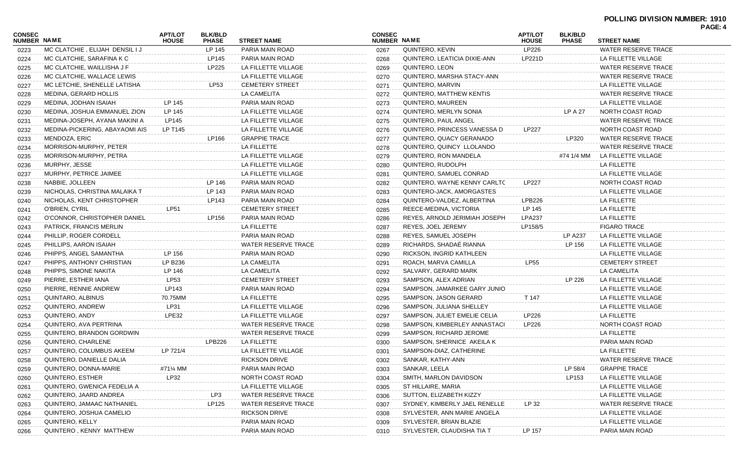**POLLING DIVISION NUMBER: 1910**

| CONSEC NUMBER | NAME | APT/LOT HOUSE | BLK/BLD PHASE | STREET NAME |
|---|---|---|---|---|
| 0223 | MC CLATCHIE , ELIJAH DENSIL I J | | LP 145 | PARIA MAIN ROAD |
| 0224 | MC CLATCHIE, SARAFINA K C | | LP145 | PARIA MAIN ROAD |
| 0225 | MC CLATCHIE, WAILLISHA J F | | LP225 | LA FILLETTE VILLAGE |
| 0226 | MC CLATCHIE, WALLACE LEWIS | | | LA FILLETTE VILLAGE |
| 0227 | MC LETCHIE, SHENELLE LATISHA | | LP53 | CEMETERY STREET |
| 0228 | MEDINA, GERARD HOLLIS | | | LA CAMELITA |
| 0229 | MEDINA, JODHAN ISAIAH | LP 145 | | PARIA MAIN ROAD |
| 0230 | MEDINA, JOSHUA EMMANUEL ZION | LP 145 | | LA FILLETTE VILLAGE |
| 0231 | MEDINA-JOSEPH, AYANA MAKINI A | LP145 | | LA FILLETTE VILLAGE |
| 0232 | MEDINA-PICKERING, ABAYAOMI AIS | LP T145 | | LA FILLETTE VILLAGE |
| 0233 | MENDOZA, ERIC | | LP166 | GRAPPIE TRACE |
| 0234 | MORRISON-MURPHY, PETER | | | LA FILLETTE |
| 0235 | MORRISON-MURPHY, PETRA | | | LA FILLETTE VILLAGE |
| 0236 | MURPHY, JESSE | | | LA FILLETTE VILLAGE |
| 0237 | MURPHY, PETRICE JAIMEE | | | LA FILLETTE VILLAGE |
| 0238 | NABBIE, JOLLEEN | | LP 146 | PARIA MAIN ROAD |
| 0239 | NICHOLAS, CHRISTINA MALAIKA T | | LP 143 | PARIA MAIN ROAD |
| 0240 | NICHOLAS, KENT CHRISTOPHER | | LP143 | PARIA MAIN ROAD |
| 0241 | O'BRIEN, CYRIL | LP51 | | CEMETERY STREET |
| 0242 | O'CONNOR, CHRISTOPHER DANIEL | | LP156 | PARIA MAIN ROAD |
| 0243 | PATRICK, FRANCIS MERLIN | | | LA FILLETTE |
| 0244 | PHILLIP, ROGER CORDELL | | | PARIA MAIN ROAD |
| 0245 | PHILLIPS, AARON ISAIAH | | | WATER RESERVE TRACE |
| 0246 | PHIPPS, ANGEL SAMANTHA | LP 156 | | PARIA MAIN ROAD |
| 0247 | PHIPPS, ANTHONY CHRISTIAN | LP B236 | | LA CAMELITA |
| 0248 | PHIPPS, SIMONE NAKITA | LP 146 | | LA CAMELITA |
| 0249 | PIERRE, ESTHER IANA | LP53 | | CEMETERY STREET |
| 0250 | PIERRE, RENNIE ANDREW | LP143 | | PARIA MAIN ROAD |
| 0251 | QUINTARO, ALBINUS | 70.75MM | | LA FILLETTE |
| 0252 | QUINTERO, ANDREW | LP31 | | LA FILLETTE VILLAGE |
| 0253 | QUINTERO, ANDY | LPE32 | | LA FILLETTE VILLAGE |
| 0254 | QUINTERO, AVA PERTRINA | | | WATER RESERVE TRACE |
| 0255 | QUINTERO, BRANDON GORDWIN | | | WATER RESERVE TRACE |
| 0256 | QUINTERO, CHARLENE | | LPB226 | LA FILLETTE |
| 0257 | QUINTERO, COLUMBUS AKEEM | LP 721/4 | | LA FILLETTE VILLAGE |
| 0258 | QUINTERO, DANIELLE DALIA | | | RICKSON DRIVE |
| 0259 | QUINTERO, DONNA-MARIE | #71¼ MM | | PARIA MAIN ROAD |
| 0260 | QUINTERO, ESTHER | LP32 | | NORTH COAST ROAD |
| 0261 | QUINTERO, GWENICA FEDELIA A | | | LA FILLETTE VILLAGE |
| 0262 | QUINTERO, JAARD ANDREA | | LP3 | WATER RESERVE TRACE |
| 0263 | QUINTERO, JAMAAC NATHANIEL | | LP125 | WATER RESERVE TRACE |
| 0264 | QUINTERO, JOSHUA CAMELIO | | | RICKSON DRIVE |
| 0265 | QUINTERO, KELLY | | | PARIA MAIN ROAD |
| 0266 | QUINTERO , KENNY MATTHEW | | | PARIA MAIN ROAD |
| 0267 | QUINTERO, KEVIN | LP226 | | WATER RESERVE TRACE |
| 0268 | QUINTERO, LEATICIA DIXIE-ANN | LP221D | | LA FILLETTE VILLAGE |
| 0269 | QUINTERO, LEON | | | WATER RESERVE TRACE |
| 0270 | QUINTERO, MARSHA STACY-ANN | | | WATER RESERVE TRACE |
| 0271 | QUINTERO, MARVIN | | | LA FILLETTE VILLAGE |
| 0272 | QUINTERO, MATTHEW KENTIS | | | WATER RESERVE TRACE |
| 0273 | QUINTERO, MAUREEN | | | LA FILLETTE VILLAGE |
| 0274 | QUINTERO, MERLYN SONIA | | LP A 27 | NORTH COAST ROAD |
| 0275 | QUINTERO, PAUL ANGEL | | | WATER RESERVE TRACE |
| 0276 | QUINTERO, PRINCESS VANESSA D | LP227 | | NORTH COAST ROAD |
| 0277 | QUINTERO, QUACY GERANADO | | LP320 | WATER RESERVE TRACE |
| 0278 | QUINTERO, QUINCY LLOLANDO | | | WATER RESERVE TRACE |
| 0279 | QUINTERO, RON MANDELA | | #74 1/4 MM | LA FILLETTE VILLAGE |
| 0280 | QUINTERO, RUDOLPH | | | LA FILLETTE |
| 0281 | QUINTERO, SAMUEL CONRAD | | | LA FILLETTE VILLAGE |
| 0282 | QUINTERO, WAYNE KENNY CARLTC | LP227 | | NORTH COAST ROAD |
| 0283 | QUINTERO-JACK, AMORGASTES | | | LA FILLETTE VILLAGE |
| 0284 | QUINTERO-VALDEZ, ALBERTINA | LPB226 | | LA FILLETTE |
| 0285 | REECE-MEDINA, VICTORIA | LP 145 | | LA FILLETTE |
| 0286 | REYES, ARNOLD JERIMIAH JOSEPH | LPA237 | | LA FILLETTE |
| 0287 | REYES, JOEL JEREMY | LP158/5 | | FIGARO TRACE |
| 0288 | REYES, SAMUEL JOSEPH | | LP A237 | LA FILLETTE VILLAGE |
| 0289 | RICHARDS, SHADAÉ RIANNA | | LP 156 | LA FILLETTE VILLAGE |
| 0290 | RICKSON, INGRID KATHLEEN | | | LA FILLETTE VILLAGE |
| 0291 | ROACH, MARVA CAMILLA | LP55 | | CEMETERY STREET |
| 0292 | SALVARY, GERARD MARK | | | LA CAMELITA |
| 0293 | SAMPSON, ALEX ADRIAN | | LP 226 | LA FILLETTE VILLAGE |
| 0294 | SAMPSON, JAMARKEE GARY JUNIO | | | LA FILLETTE VILLAGE |
| 0295 | SAMPSON, JASON GERARD | T 147 | | LA FILLETTE VILLAGE |
| 0296 | SAMPSON, JULIANA SHELLEY | | | LA FILLETTE VILLAGE |
| 0297 | SAMPSON, JULIET EMELIE CELIA | LP226 | | LA FILLETTE |
| 0298 | SAMPSON, KIMBERLEY ANNASTACI | LP226 | | NORTH COAST ROAD |
| 0299 | SAMPSON, RICHARD JEROME | | | LA FILLETTE |
| 0300 | SAMPSON, SHERNICE AKEILA K | | | PARIA MAIN ROAD |
| 0301 | SAMPSON-DIAZ, CATHERINE | | | LA FILLETTE |
| 0302 | SANKAR, KATHY-ANN | | | WATER RESERVE TRACE |
| 0303 | SANKAR, LEELA | | LP 58/4 | GRAPPIE TRACE |
| 0304 | SMITH, MARLON DAVIDSON | | LP153 | LA FILLETTE VILLAGE |
| 0305 | ST HILLAIRE, MARIA | | | LA FILLETTE VILLAGE |
| 0306 | SUTTON, ELIZABETH KIZZY | | | LA FILLETTE VILLAGE |
| 0307 | SYDNEY, KIMBERLY JAEL RENELLE | LP 32 | | WATER RESERVE TRACE |
| 0308 | SYLVESTER, ANN MARIE ANGELA | | | LA FILLETTE VILLAGE |
| 0309 | SYLVESTER, BRIAN BLAZIE | | | LA FILLETTE VILLAGE |
| 0310 | SYLVESTER, CLAUDISHA TIA T | LP 157 | | PARIA MAIN ROAD |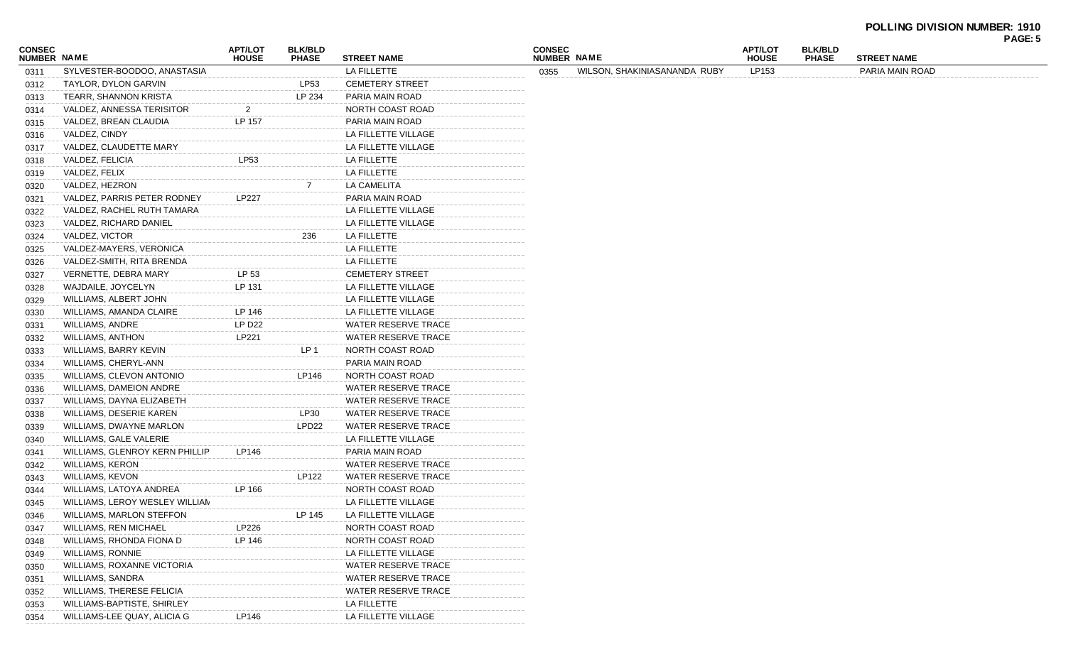**POLLING DIVISION NUMBER: 1910**

| CONSEC NUMBER | NAME | APT/LOT HOUSE | BLK/BLD PHASE | STREET NAME |
|---|---|---|---|---|
| 0311 | SYLVESTER-BOODOO, ANASTASIA | | | LA FILLETTE |
| 0312 | TAYLOR, DYLON GARVIN | | LP53 | CEMETERY STREET |
| 0313 | TEARR, SHANNON KRISTA | | LP 234 | PARIA MAIN ROAD |
| 0314 | VALDEZ, ANNESSA TERISITOR | 2 | | NORTH COAST ROAD |
| 0315 | VALDEZ, BREAN CLAUDIA | LP 157 | | PARIA MAIN ROAD |
| 0316 | VALDEZ, CINDY | | | LA FILLETTE VILLAGE |
| 0317 | VALDEZ, CLAUDETTE MARY | | | LA FILLETTE VILLAGE |
| 0318 | VALDEZ, FELICIA | LP53 | | LA FILLETTE |
| 0319 | VALDEZ, FELIX | | | LA FILLETTE |
| 0320 | VALDEZ, HEZRON | | 7 | LA CAMELITA |
| 0321 | VALDEZ, PARRIS PETER RODNEY | LP227 | | PARIA MAIN ROAD |
| 0322 | VALDEZ, RACHEL RUTH TAMARA | | | LA FILLETTE VILLAGE |
| 0323 | VALDEZ, RICHARD DANIEL | | | LA FILLETTE VILLAGE |
| 0324 | VALDEZ, VICTOR | | 236 | LA FILLETTE |
| 0325 | VALDEZ-MAYERS, VERONICA | | | LA FILLETTE |
| 0326 | VALDEZ-SMITH, RITA BRENDA | | | LA FILLETTE |
| 0327 | VERNETTE, DEBRA MARY | LP 53 | | CEMETERY STREET |
| 0328 | WAJDAILE, JOYCELYN | LP 131 | | LA FILLETTE VILLAGE |
| 0329 | WILLIAMS, ALBERT JOHN | | | LA FILLETTE VILLAGE |
| 0330 | WILLIAMS, AMANDA CLAIRE | LP 146 | | LA FILLETTE VILLAGE |
| 0331 | WILLIAMS, ANDRE | LP D22 | | WATER RESERVE TRACE |
| 0332 | WILLIAMS, ANTHON | LP221 | | WATER RESERVE TRACE |
| 0333 | WILLIAMS, BARRY KEVIN | | LP 1 | NORTH COAST ROAD |
| 0334 | WILLIAMS, CHERYL-ANN | | | PARIA MAIN ROAD |
| 0335 | WILLIAMS, CLEVON ANTONIO | | LP146 | NORTH COAST ROAD |
| 0336 | WILLIAMS, DAMEION ANDRE | | | WATER RESERVE TRACE |
| 0337 | WILLIAMS, DAYNA ELIZABETH | | | WATER RESERVE TRACE |
| 0338 | WILLIAMS, DESERIE KAREN | | LP30 | WATER RESERVE TRACE |
| 0339 | WILLIAMS, DWAYNE MARLON | | LPD22 | WATER RESERVE TRACE |
| 0340 | WILLIAMS, GALE VALERIE | | | LA FILLETTE VILLAGE |
| 0341 | WILLIAMS, GLENROY KERN PHILLIP | LP146 | | PARIA MAIN ROAD |
| 0342 | WILLIAMS, KERON | | | WATER RESERVE TRACE |
| 0343 | WILLIAMS, KEVON | | LP122 | WATER RESERVE TRACE |
| 0344 | WILLIAMS, LATOYA ANDREA | LP 166 | | NORTH COAST ROAD |
| 0345 | WILLIAMS, LEROY WESLEY WILLIAM | | | LA FILLETTE VILLAGE |
| 0346 | WILLIAMS, MARLON STEFFON | | LP 145 | LA FILLETTE VILLAGE |
| 0347 | WILLIAMS, REN MICHAEL | LP226 | | NORTH COAST ROAD |
| 0348 | WILLIAMS, RHONDA FIONA D | LP 146 | | NORTH COAST ROAD |
| 0349 | WILLIAMS, RONNIE | | | LA FILLETTE VILLAGE |
| 0350 | WILLIAMS, ROXANNE VICTORIA | | | WATER RESERVE TRACE |
| 0351 | WILLIAMS, SANDRA | | | WATER RESERVE TRACE |
| 0352 | WILLIAMS, THERESE FELICIA | | | WATER RESERVE TRACE |
| 0353 | WILLIAMS-BAPTISTE, SHIRLEY | | | LA FILLETTE |
| 0354 | WILLIAMS-LEE QUAY, ALICIA G | LP146 | | LA FILLETTE VILLAGE |
| 0355 | WILSON, SHAKINIASANANDA RUBY | LP153 | | PARIA MAIN ROAD |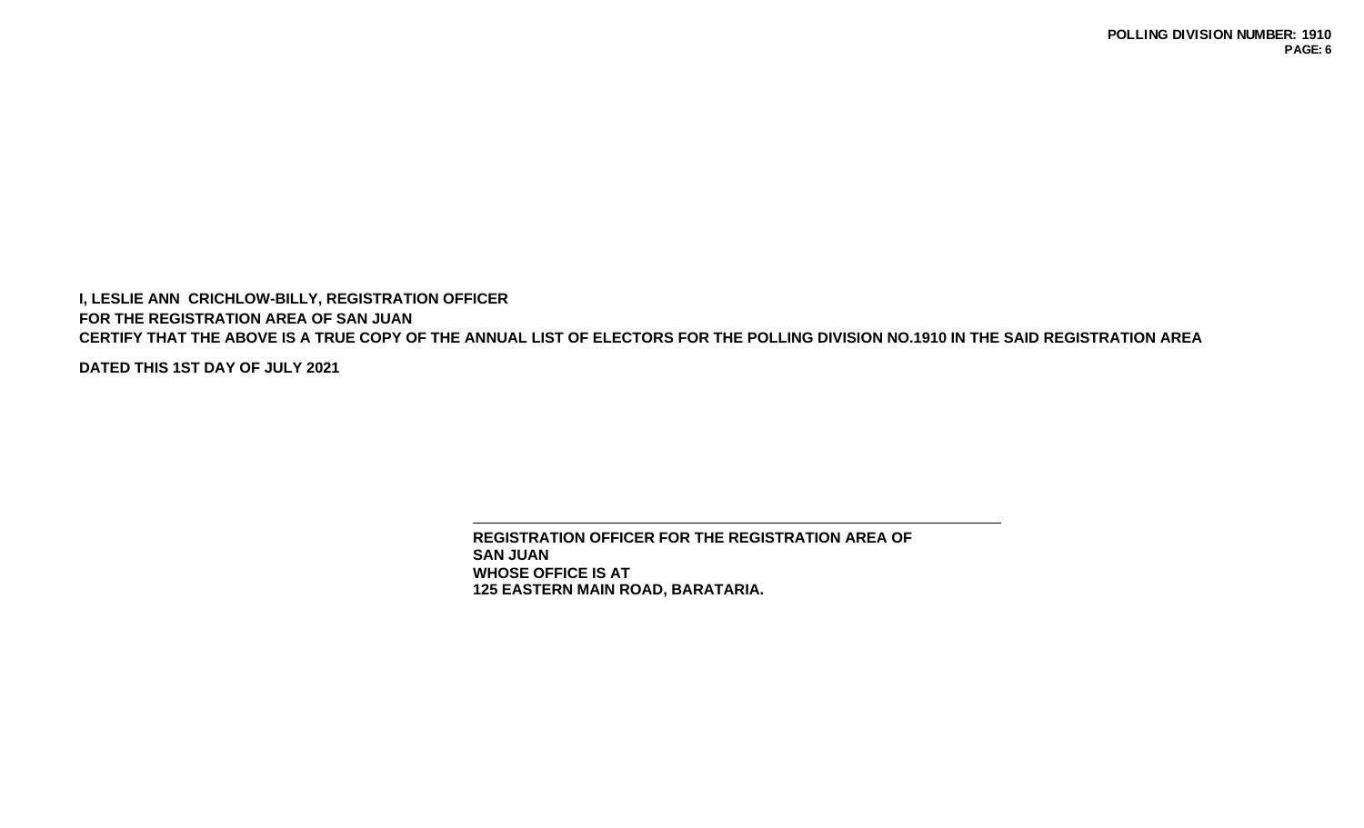**I, LESLIE ANN CRICHLOW-BILLY, REGISTRATION OFFICER**
**FOR THE REGISTRATION AREA OF SAN JUAN**
**CERTIFY THAT THE ABOVE IS A TRUE COPY OF THE ANNUAL LIST OF ELECTORS FOR THE POLLING DIVISION NO.1910 IN THE SAID REGISTRATION AREA**

**DATED THIS 1ST DAY OF JULY 2021**

---

**REGISTRATION OFFICER FOR THE REGISTRATION AREA OF**
**SAN JUAN**
**WHOSE OFFICE IS AT**
**125 EASTERN MAIN ROAD, BARATARIA.**